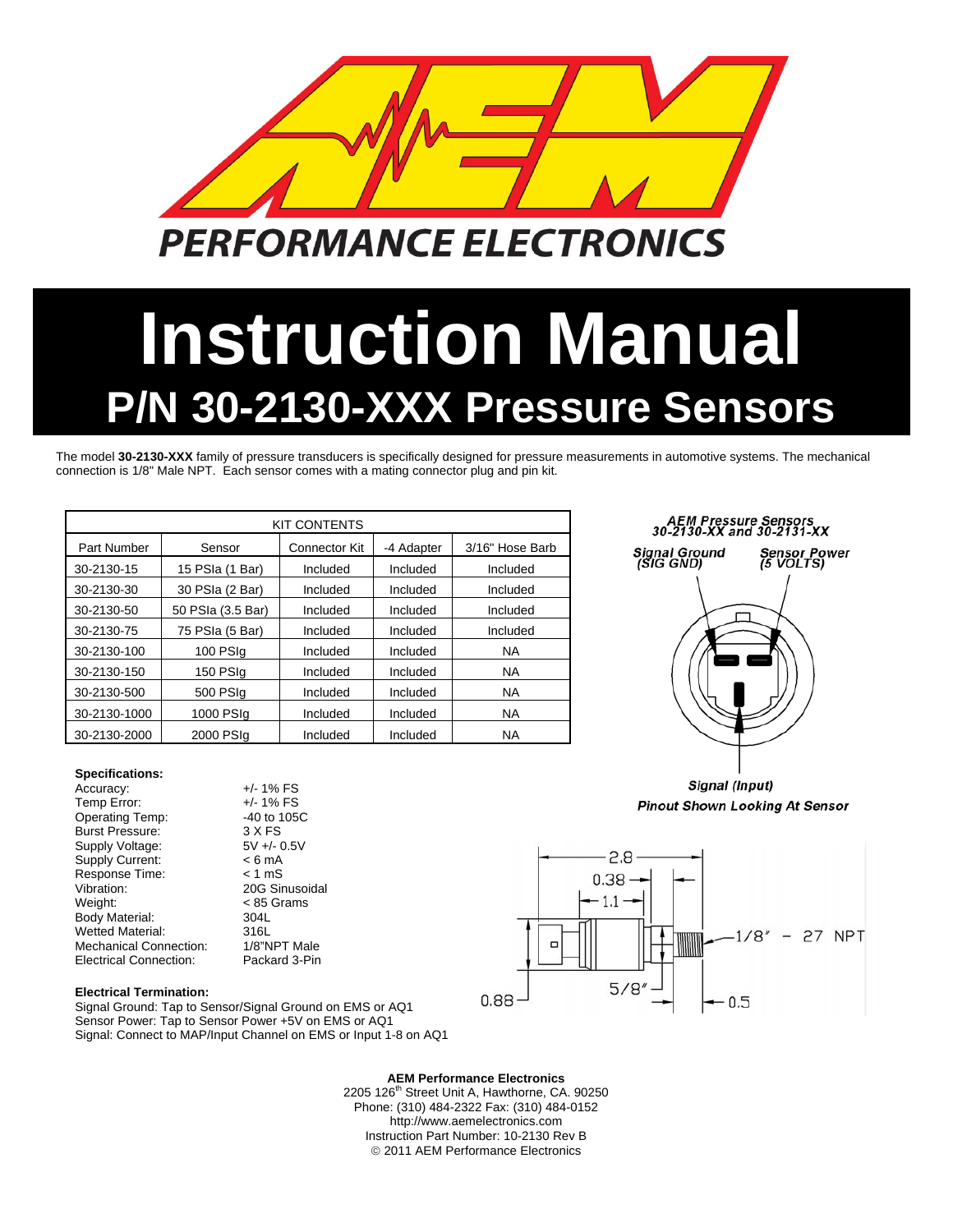PERFORMANCE ELECTRONICS

# Instruction Manual

## P/N 30-2130-XXX Pressure Sensors

The model **30-2130-XXX** family of pressure transducers is specifically designed for pressure measurements in automotive systems. The mechanical connection is 1/8" Male NPT. Each sensor comes with a mating connector plug and pin kit.

| KIT CONTENTS | | | | |
|---|---|---|---|---|
| Part Number | Sensor | Connector Kit | -4 Adapter | 3/16" Hose Barb |
| 30-2130-15 | 15 PSIa (1 Bar) | Included | Included | Included |
| 30-2130-30 | 30 PSIa (2 Bar) | Included | Included | Included |
| 30-2130-50 | 50 PSIa (3.5 Bar) | Included | Included | Included |
| 30-2130-75 | 75 PSIa (5 Bar) | Included | Included | Included |
| 30-2130-100 | 100 PSIg | Included | Included | NA |
| 30-2130-150 | 150 PSIg | Included | Included | NA |
| 30-2130-500 | 500 PSIg | Included | Included | NA |
| 30-2130-1000 | 1000 PSIg | Included | Included | NA |
| 30-2130-2000 | 2000 PSIg | Included | Included | NA |

*AEM Pressure Sensors 30-2130-XX and 30-2131-XX*

*Signal Ground (SIG GND)* — *Sensor Power (5 VOLTS)*

*Signal (Input)*

*Pinout Shown Looking At Sensor*

**Specifications:**

| | |
|---|---|
| Accuracy: | +/- 1% FS |
| Temp Error: | +/- 1% FS |
| Operating Temp: | -40 to 105C |
| Burst Pressure: | 3 X FS |
| Supply Voltage: | 5V +/- 0.5V |
| Supply Current: | < 6 mA |
| Response Time: | < 1 mS |
| Vibration: | 20G Sinusoidal |
| Weight: | < 85 Grams |
| Body Material: | 304L |
| Wetted Material: | 316L |
| Mechanical Connection: | 1/8"NPT Male |
| Electrical Connection: | Packard 3-Pin |

Dimensions: 2.8, 0.38, 1.1, 0.88, 5/8", 0.5, 1/8" - 27 NPT

**Electrical Termination:**

Signal Ground: Tap to Sensor/Signal Ground on EMS or AQ1
Sensor Power: Tap to Sensor Power +5V on EMS or AQ1
Signal: Connect to MAP/Input Channel on EMS or Input 1-8 on AQ1

**AEM Performance Electronics**
2205 126th Street Unit A, Hawthorne, CA. 90250
Phone: (310) 484-2322 Fax: (310) 484-0152
http://www.aemelectronics.com
Instruction Part Number: 10-2130 Rev B
© 2011 AEM Performance Electronics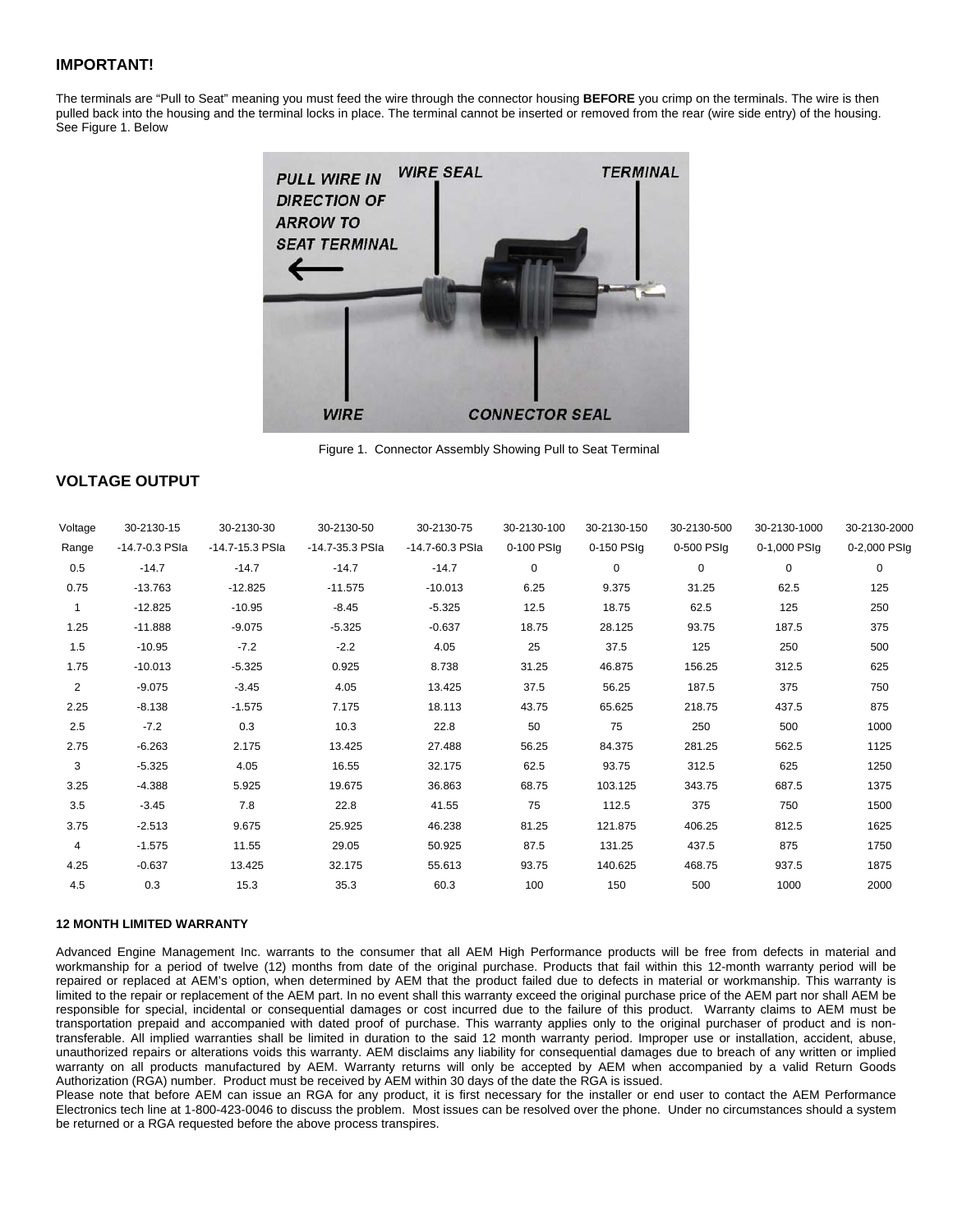## IMPORTANT!

The terminals are "Pull to Seat" meaning you must feed the wire through the connector housing **BEFORE** you crimp on the terminals. The wire is then pulled back into the housing and the terminal locks in place. The terminal cannot be inserted or removed from the rear (wire side entry) of the housing. See Figure 1. Below

PULL WIRE IN DIRECTION OF ARROW TO SEAT TERMINAL

WIRE SEAL

TERMINAL

WIRE

CONNECTOR SEAL

Figure 1. Connector Assembly Showing Pull to Seat Terminal

## VOLTAGE OUTPUT

| Voltage | 30-2130-15 | 30-2130-30 | 30-2130-50 | 30-2130-75 | 30-2130-100 | 30-2130-150 | 30-2130-500 | 30-2130-1000 | 30-2130-2000 |
|---|---|---|---|---|---|---|---|---|---|
| Range | -14.7-0.3 PSIa | -14.7-15.3 PSIa | -14.7-35.3 PSIa | -14.7-60.3 PSIa | 0-100 PSIg | 0-150 PSIg | 0-500 PSIg | 0-1,000 PSIg | 0-2,000 PSIg |
| 0.5 | -14.7 | -14.7 | -14.7 | -14.7 | 0 | 0 | 0 | 0 | 0 |
| 0.75 | -13.763 | -12.825 | -11.575 | -10.013 | 6.25 | 9.375 | 31.25 | 62.5 | 125 |
| 1 | -12.825 | -10.95 | -8.45 | -5.325 | 12.5 | 18.75 | 62.5 | 125 | 250 |
| 1.25 | -11.888 | -9.075 | -5.325 | -0.637 | 18.75 | 28.125 | 93.75 | 187.5 | 375 |
| 1.5 | -10.95 | -7.2 | -2.2 | 4.05 | 25 | 37.5 | 125 | 250 | 500 |
| 1.75 | -10.013 | -5.325 | 0.925 | 8.738 | 31.25 | 46.875 | 156.25 | 312.5 | 625 |
| 2 | -9.075 | -3.45 | 4.05 | 13.425 | 37.5 | 56.25 | 187.5 | 375 | 750 |
| 2.25 | -8.138 | -1.575 | 7.175 | 18.113 | 43.75 | 65.625 | 218.75 | 437.5 | 875 |
| 2.5 | -7.2 | 0.3 | 10.3 | 22.8 | 50 | 75 | 250 | 500 | 1000 |
| 2.75 | -6.263 | 2.175 | 13.425 | 27.488 | 56.25 | 84.375 | 281.25 | 562.5 | 1125 |
| 3 | -5.325 | 4.05 | 16.55 | 32.175 | 62.5 | 93.75 | 312.5 | 625 | 1250 |
| 3.25 | -4.388 | 5.925 | 19.675 | 36.863 | 68.75 | 103.125 | 343.75 | 687.5 | 1375 |
| 3.5 | -3.45 | 7.8 | 22.8 | 41.55 | 75 | 112.5 | 375 | 750 | 1500 |
| 3.75 | -2.513 | 9.675 | 25.925 | 46.238 | 81.25 | 121.875 | 406.25 | 812.5 | 1625 |
| 4 | -1.575 | 11.55 | 29.05 | 50.925 | 87.5 | 131.25 | 437.5 | 875 | 1750 |
| 4.25 | -0.637 | 13.425 | 32.175 | 55.613 | 93.75 | 140.625 | 468.75 | 937.5 | 1875 |
| 4.5 | 0.3 | 15.3 | 35.3 | 60.3 | 100 | 150 | 500 | 1000 | 2000 |

**12 MONTH LIMITED WARRANTY**

Advanced Engine Management Inc. warrants to the consumer that all AEM High Performance products will be free from defects in material and workmanship for a period of twelve (12) months from date of the original purchase. Products that fail within this 12-month warranty period will be repaired or replaced at AEM's option, when determined by AEM that the product failed due to defects in material or workmanship. This warranty is limited to the repair or replacement of the AEM part. In no event shall this warranty exceed the original purchase price of the AEM part nor shall AEM be responsible for special, incidental or consequential damages or cost incurred due to the failure of this product. Warranty claims to AEM must be transportation prepaid and accompanied with dated proof of purchase. This warranty applies only to the original purchaser of product and is non-transferable. All implied warranties shall be limited in duration to the said 12 month warranty period. Improper use or installation, accident, abuse, unauthorized repairs or alterations voids this warranty. AEM disclaims any liability for consequential damages due to breach of any written or implied warranty on all products manufactured by AEM. Warranty returns will only be accepted by AEM when accompanied by a valid Return Goods Authorization (RGA) number. Product must be received by AEM within 30 days of the date the RGA is issued.

Please note that before AEM can issue an RGA for any product, it is first necessary for the installer or end user to contact the AEM Performance Electronics tech line at 1-800-423-0046 to discuss the problem. Most issues can be resolved over the phone. Under no circumstances should a system be returned or a RGA requested before the above process transpires.